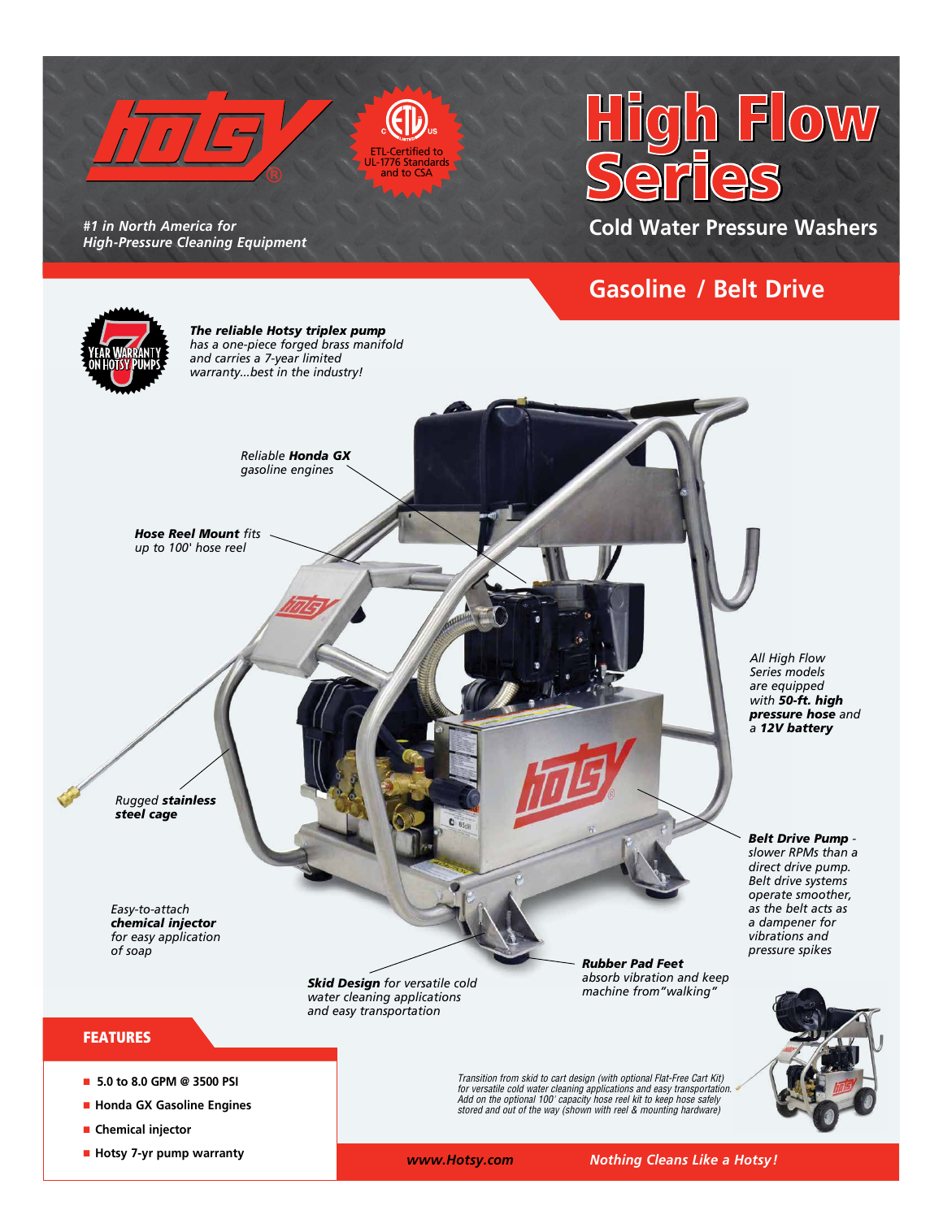hotsy®

ETL-Certified to UL-1776 Standards and to CSA

*#1 in North America for High-Pressure Cleaning Equipment*

# High Flow Series

## Cold Water Pressure Washers

## Gasoline / Belt Drive

7 YEAR WARRANTY ON HOTSY PUMPS

***The reliable Hotsy triplex pump*** *has a one-piece forged brass manifold and carries a 7-year limited warranty...best in the industry!*

*Reliable **Honda GX** gasoline engines*

***Hose Reel Mount** fits up to 100' hose reel*

*All High Flow Series models are equipped with **50-ft. high pressure hose** and a **12V battery***

*Rugged **stainless steel cage***

***Belt Drive Pump** - slower RPMs than a direct drive pump. Belt drive systems operate smoother, as the belt acts as a dampener for vibrations and pressure spikes*

*Easy-to-attach **chemical injector** for easy application of soap*

***Rubber Pad Feet** absorb vibration and keep machine from "walking"*

***Skid Design** for versatile cold water cleaning applications and easy transportation*

## FEATURES

- **5.0 to 8.0 GPM @ 3500 PSI**
- **Honda GX Gasoline Engines**
- **Chemical injector**
- **Hotsy 7-yr pump warranty**

*Transition from skid to cart design (with optional Flat-Free Cart Kit) for versatile cold water cleaning applications and easy transportation. Add on the optional 100' capacity hose reel kit to keep hose safely stored and out of the way (shown with reel & mounting hardware)*

***www.Hotsy.com*** ***Nothing Cleans Like a Hotsy!***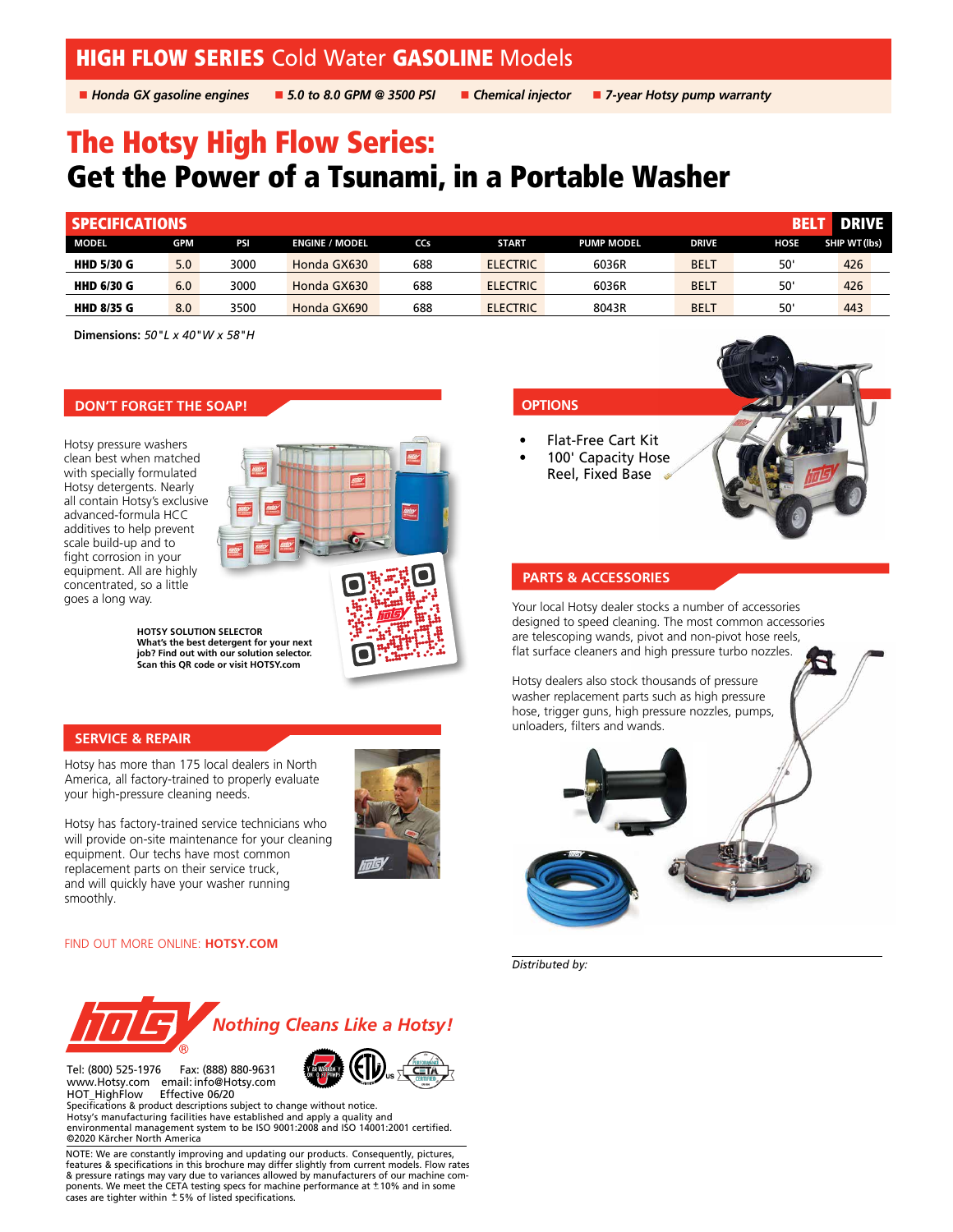# HIGH FLOW SERIES Cold Water GASOLINE Models

- *Honda GX gasoline engines*
- *5.0 to 8.0 GPM @ 3500 PSI*
- *Chemical injector*
- *7-year Hotsy pump warranty*

## The Hotsy High Flow Series:
## Get the Power of a Tsunami, in a Portable Washer

### SPECIFICATIONS — BELT DRIVE

| MODEL | GPM | PSI | ENGINE / MODEL | CCs | START | PUMP MODEL | DRIVE | HOSE | SHIP WT (lbs) |
|---|---|---|---|---|---|---|---|---|---|
| **HHD 5/30 G** | 5.0 | 3000 | Honda GX630 | 688 | ELECTRIC | 6036R | BELT | 50' | 426 |
| **HHD 6/30 G** | 6.0 | 3000 | Honda GX630 | 688 | ELECTRIC | 6036R | BELT | 50' | 426 |
| **HHD 8/35 G** | 8.0 | 3500 | Honda GX690 | 688 | ELECTRIC | 8043R | BELT | 50' | 443 |

**Dimensions:** *50"L x 40"W x 58"H*

### DON'T FORGET THE SOAP!

Hotsy pressure washers clean best when matched with specially formulated Hotsy detergents. Nearly all contain Hotsy's exclusive advanced-formula HCC additives to help prevent scale build-up and to fight corrosion in your equipment. All are highly concentrated, so a little goes a long way.

**HOTSY SOLUTION SELECTOR**
**What's the best detergent for your next job? Find out with our solution selector. Scan this QR code or visit HOTSY.com**

### OPTIONS

- Flat-Free Cart Kit
- 100' Capacity Hose Reel, Fixed Base

### PARTS & ACCESSORIES

Your local Hotsy dealer stocks a number of accessories designed to speed cleaning. The most common accessories are telescoping wands, pivot and non-pivot hose reels, flat surface cleaners and high pressure turbo nozzles.

Hotsy dealers also stock thousands of pressure washer replacement parts such as high pressure hose, trigger guns, high pressure nozzles, pumps, unloaders, filters and wands.

### SERVICE & REPAIR

Hotsy has more than 175 local dealers in North America, all factory-trained to properly evaluate your high-pressure cleaning needs.

Hotsy has factory-trained service technicians who will provide on-site maintenance for your cleaning equipment. Our techs have most common replacement parts on their service truck, and will quickly have your washer running smoothly.

FIND OUT MORE ONLINE: **HOTSY.COM**

*Distributed by:*

*Nothing Cleans Like a Hotsy!*

Tel: (800) 525-1976 Fax: (888) 880-9631
www.Hotsy.com email: info@Hotsy.com
HOT_HighFlow Effective 06/20
Specifications & product descriptions subject to change without notice.
Hotsy's manufacturing facilities have established and apply a quality and environmental management system to be ISO 9001:2008 and ISO 14001:2001 certified.
©2020 Kärcher North America

NOTE: We are constantly improving and updating our products. Consequently, pictures, features & specifications in this brochure may differ slightly from current models. Flow rates & pressure ratings may vary due to variances allowed by manufacturers of our machine components. We meet the CETA testing specs for machine performance at ±10% and in some cases are tighter within ±5% of listed specifications.